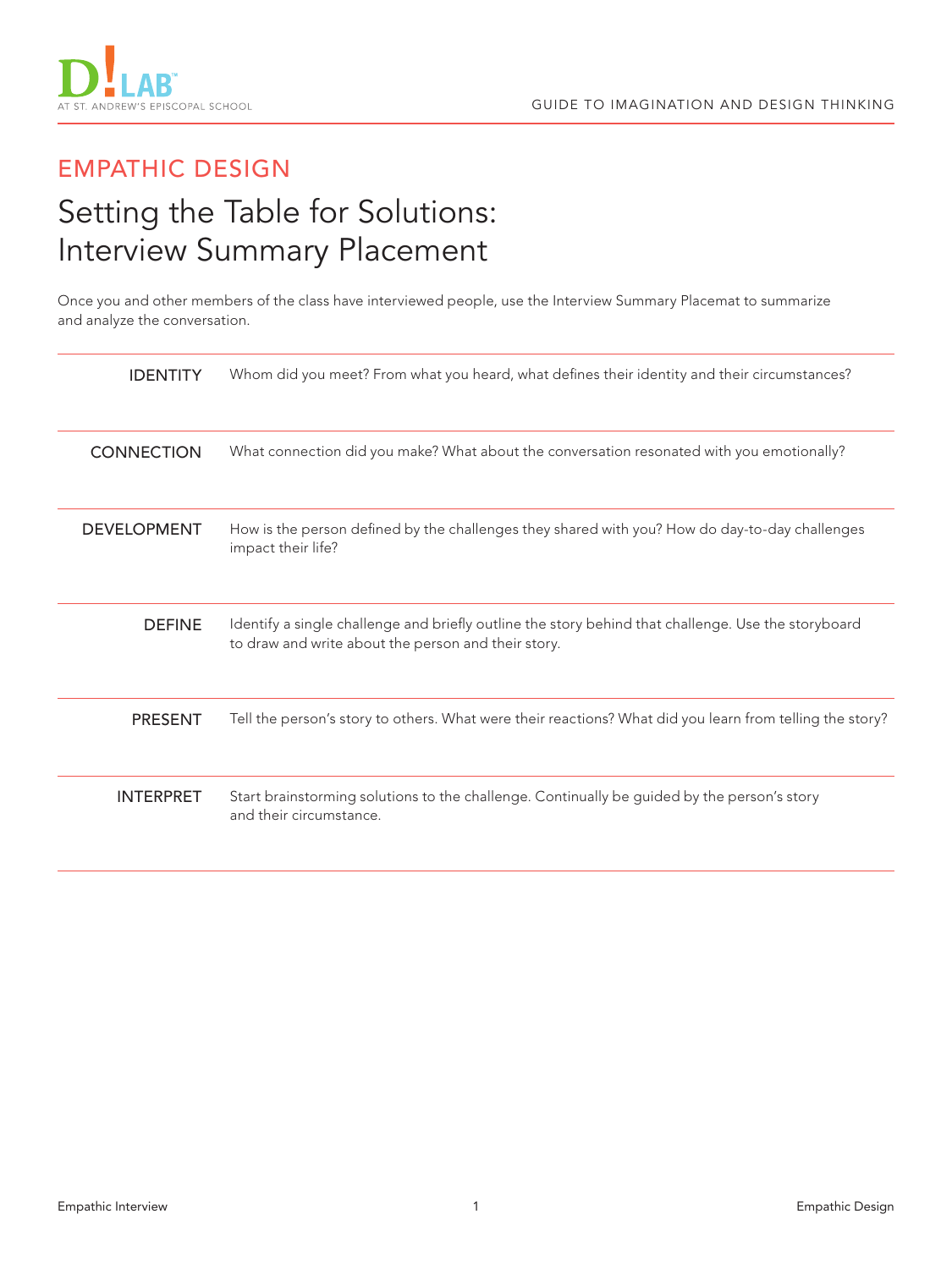EMPATHIC DESIGN

# Setting the Table for Solutions: Interview Summary Placement

Once you and other members of the class have interviewed people, use the Interview Summary Placemat to summarize and analyze the conversation.

| | |
|---|---|
| IDENTITY | Whom did you meet? From what you heard, what defines their identity and their circumstances? |
| CONNECTION | What connection did you make? What about the conversation resonated with you emotionally? |
| DEVELOPMENT | How is the person defined by the challenges they shared with you? How do day-to-day challenges impact their life? |
| DEFINE | Identify a single challenge and briefly outline the story behind that challenge. Use the storyboard to draw and write about the person and their story. |
| PRESENT | Tell the person's story to others. What were their reactions? What did you learn from telling the story? |
| INTERPRET | Start brainstorming solutions to the challenge. Continually be guided by the person's story and their circumstance. |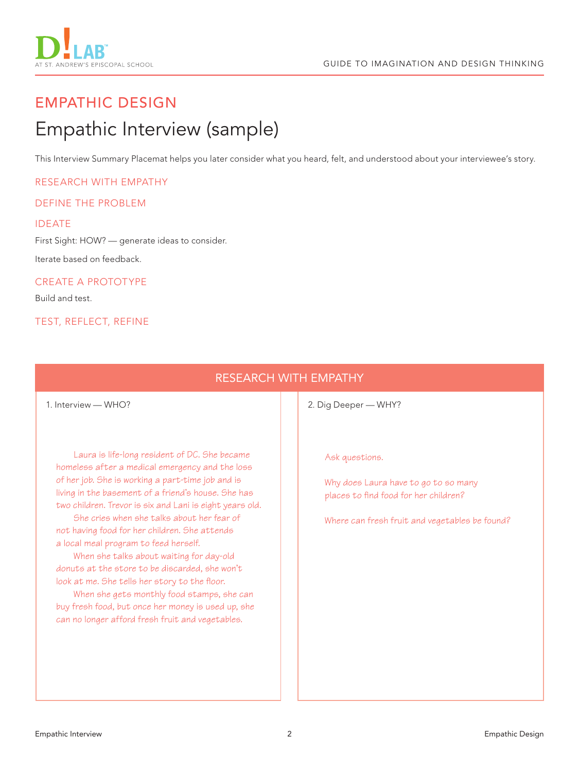## EMPATHIC DESIGN

# Empathic Interview (sample)

This Interview Summary Placemat helps you later consider what you heard, felt, and understood about your interviewee's story.

### RESEARCH WITH EMPATHY

### DEFINE THE PROBLEM

### IDEATE

First Sight: HOW? — generate ideas to consider.

Iterate based on feedback.

### CREATE A PROTOTYPE

Build and test.

### TEST, REFLECT, REFINE

## RESEARCH WITH EMPATHY

**1. Interview — WHO?**

Laura is life-long resident of DC. She became homeless after a medical emergency and the loss of her job. She is working a part-time job and is living in the basement of a friend's house. She has two children. Trevor is six and Lani is eight years old.

She cries when she talks about her fear of not having food for her children. She attends a local meal program to feed herself.

When she talks about waiting for day-old donuts at the store to be discarded, she won't look at me. She tells her story to the floor.

When she gets monthly food stamps, she can buy fresh food, but once her money is used up, she can no longer afford fresh fruit and vegetables.

**2. Dig Deeper — WHY?**

Ask questions.

Why does Laura have to go to so many places to find food for her children?

Where can fresh fruit and vegetables be found?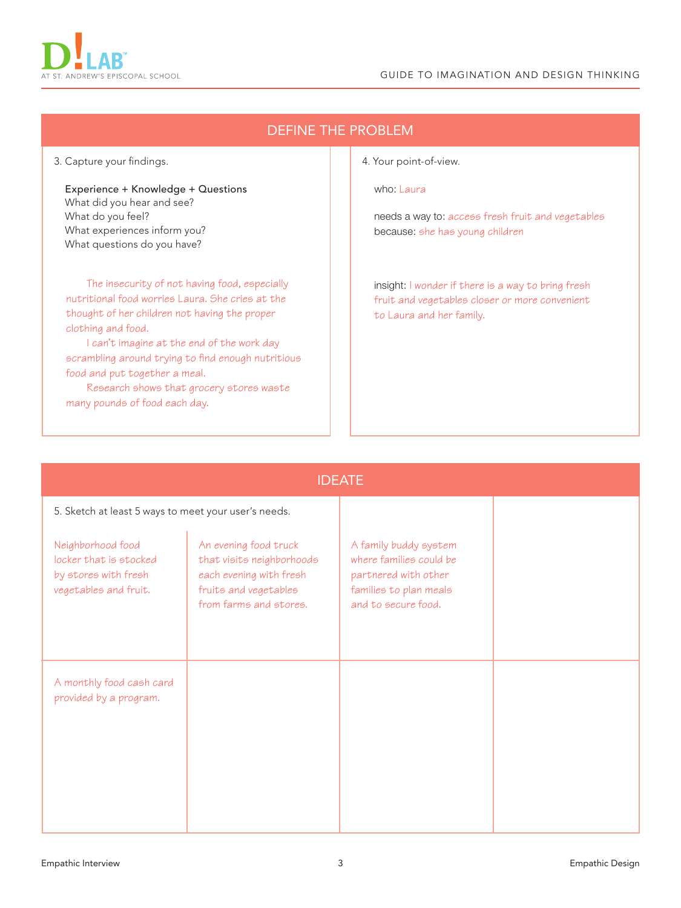## DEFINE THE PROBLEM

3. Capture your findings.

Experience + Knowledge + Questions
What did you hear and see?
What do you feel?
What experiences inform you?
What questions do you have?

The insecurity of not having food, especially nutritional food worries Laura. She cries at the thought of her children not having the proper clothing and food.

I can't imagine at the end of the work day scrambling around trying to find enough nutritious food and put together a meal.

Research shows that grocery stores waste many pounds of food each day.

4. Your point-of-view.

who: Laura

needs a way to: access fresh fruit and vegetables
because: she has young children

insight: I wonder if there is a way to bring fresh fruit and vegetables closer or more convenient to Laura and her family.

## IDEATE

5. Sketch at least 5 ways to meet your user's needs.

| | | | |
|---|---|---|---|
| Neighborhood food locker that is stocked by stores with fresh vegetables and fruit. | An evening food truck that visits neighborhoods each evening with fresh fruits and vegetables from farms and stores. | A family buddy system where families could be partnered with other families to plan meals and to secure food. | |
| A monthly food cash card provided by a program. | | | |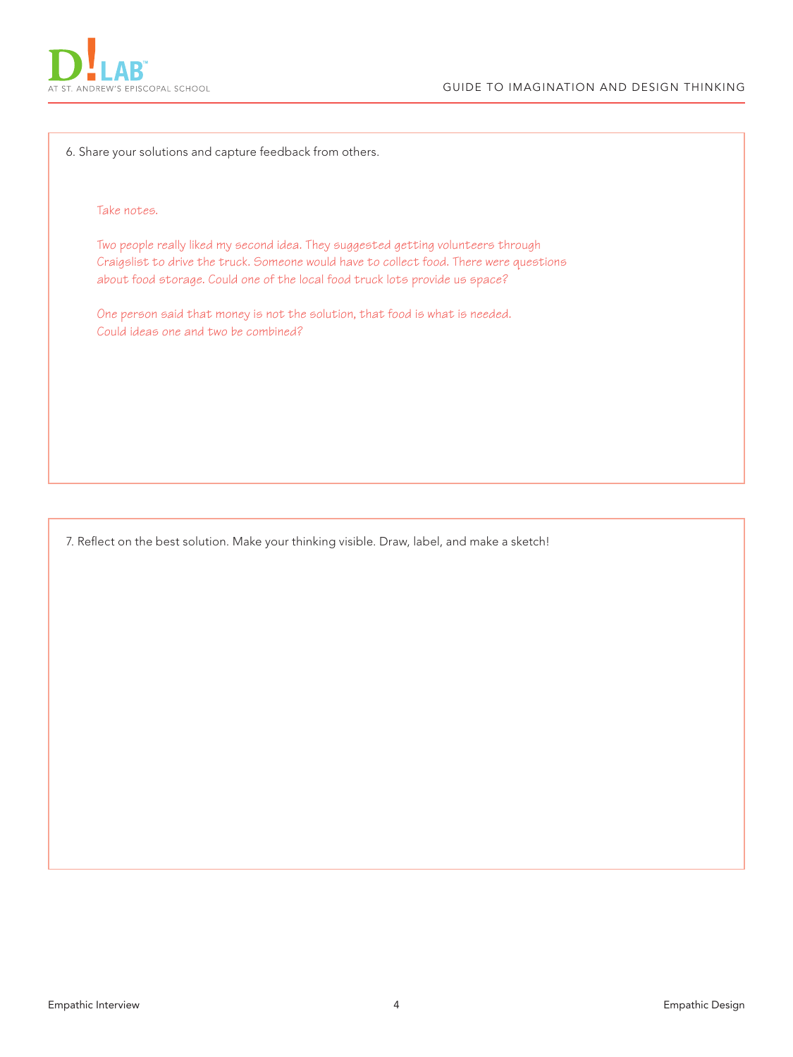6. Share your solutions and capture feedback from others.

*Take notes.*

*Two people really liked my second idea. They suggested getting volunteers through Craigslist to drive the truck. Someone would have to collect food. There were questions about food storage. Could one of the local food truck lots provide us space?*

*One person said that money is not the solution, that food is what is needed. Could ideas one and two be combined?*

7. Reflect on the best solution. Make your thinking visible. Draw, label, and make a sketch!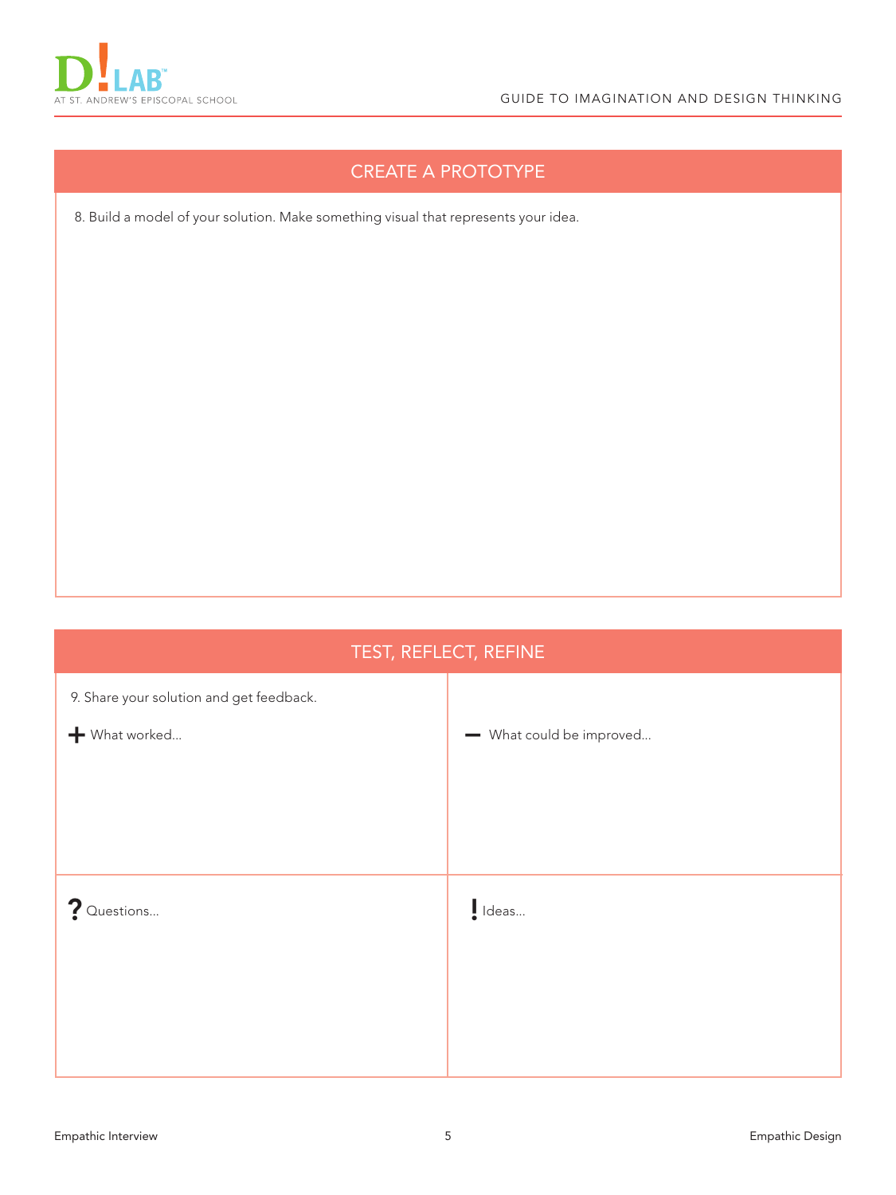## CREATE A PROTOTYPE

8. Build a model of your solution. Make something visual that represents your idea.

## TEST, REFLECT, REFINE

9. Share your solution and get feedback.

| | |
|---|---|
| + What worked... | − What could be improved... |
| ? Questions... | ! Ideas... |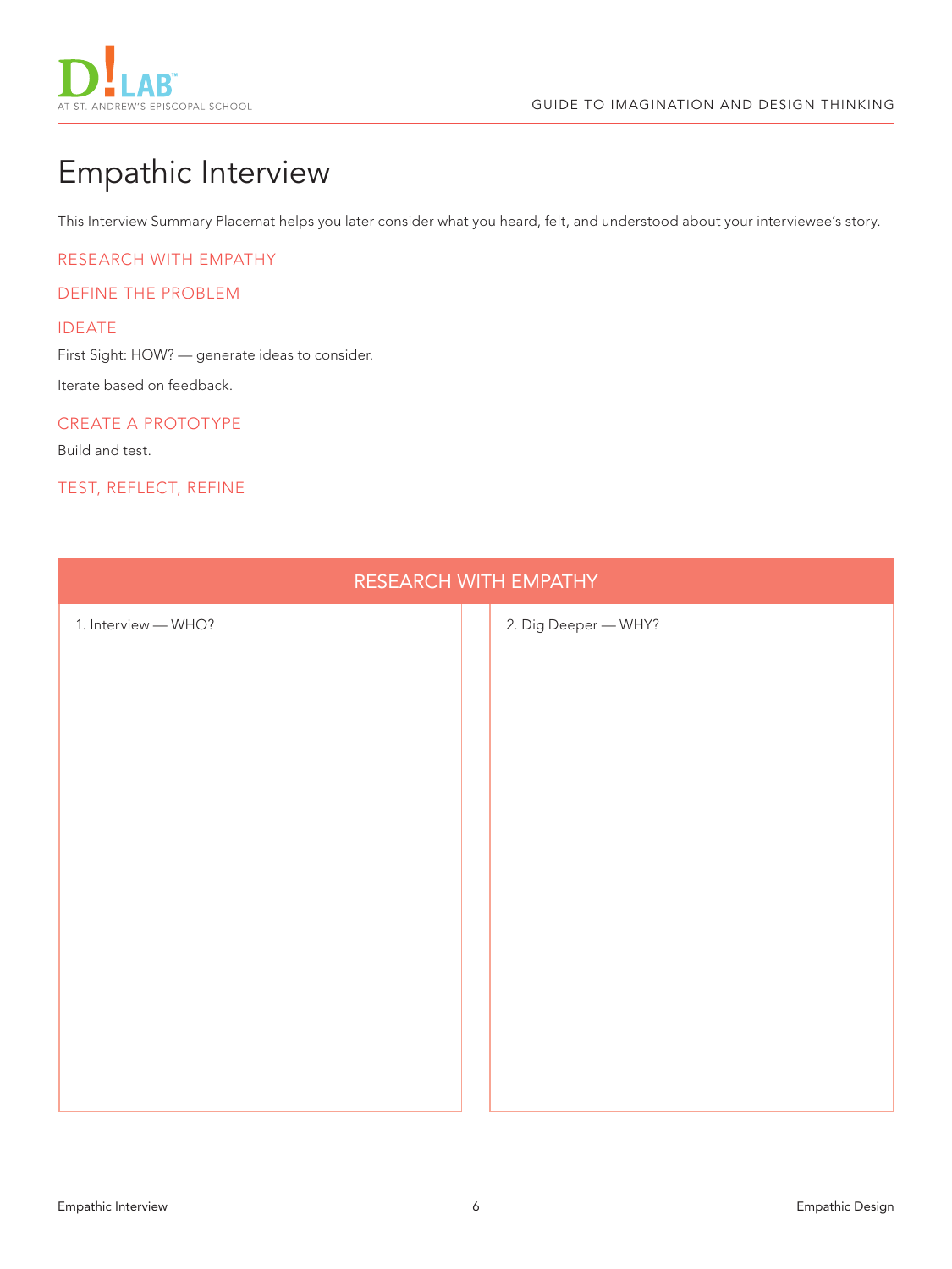# Empathic Interview

This Interview Summary Placemat helps you later consider what you heard, felt, and understood about your interviewee's story.

## RESEARCH WITH EMPATHY

## DEFINE THE PROBLEM

## IDEATE

First Sight: HOW? — generate ideas to consider.

Iterate based on feedback.

## CREATE A PROTOTYPE

Build and test.

## TEST, REFLECT, REFINE

| RESEARCH WITH EMPATHY | |
|---|---|
| 1. Interview — WHO? | 2. Dig Deeper — WHY? |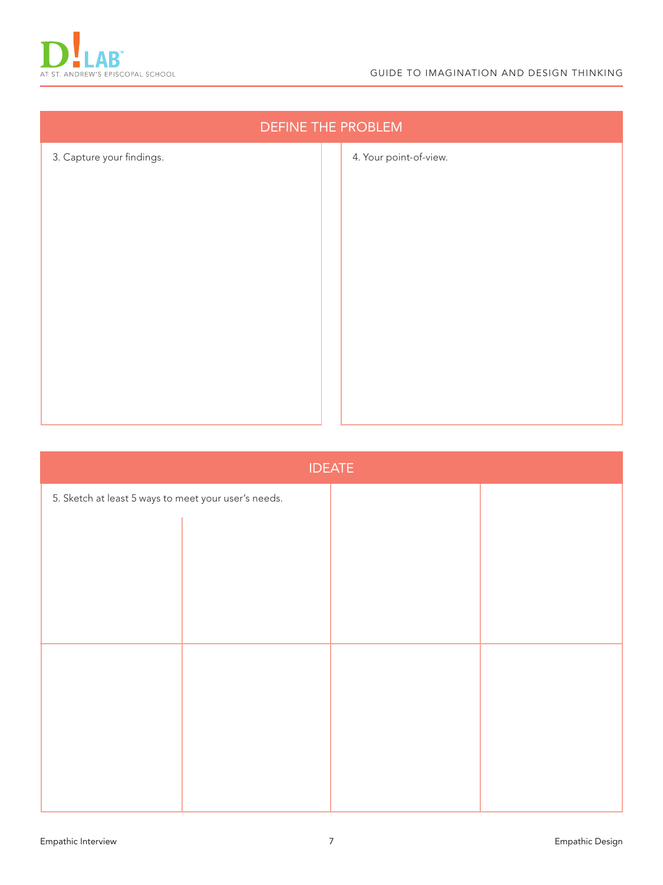## DEFINE THE PROBLEM

3. Capture your findings.

4. Your point-of-view.

## IDEATE

5. Sketch at least 5 ways to meet your user's needs.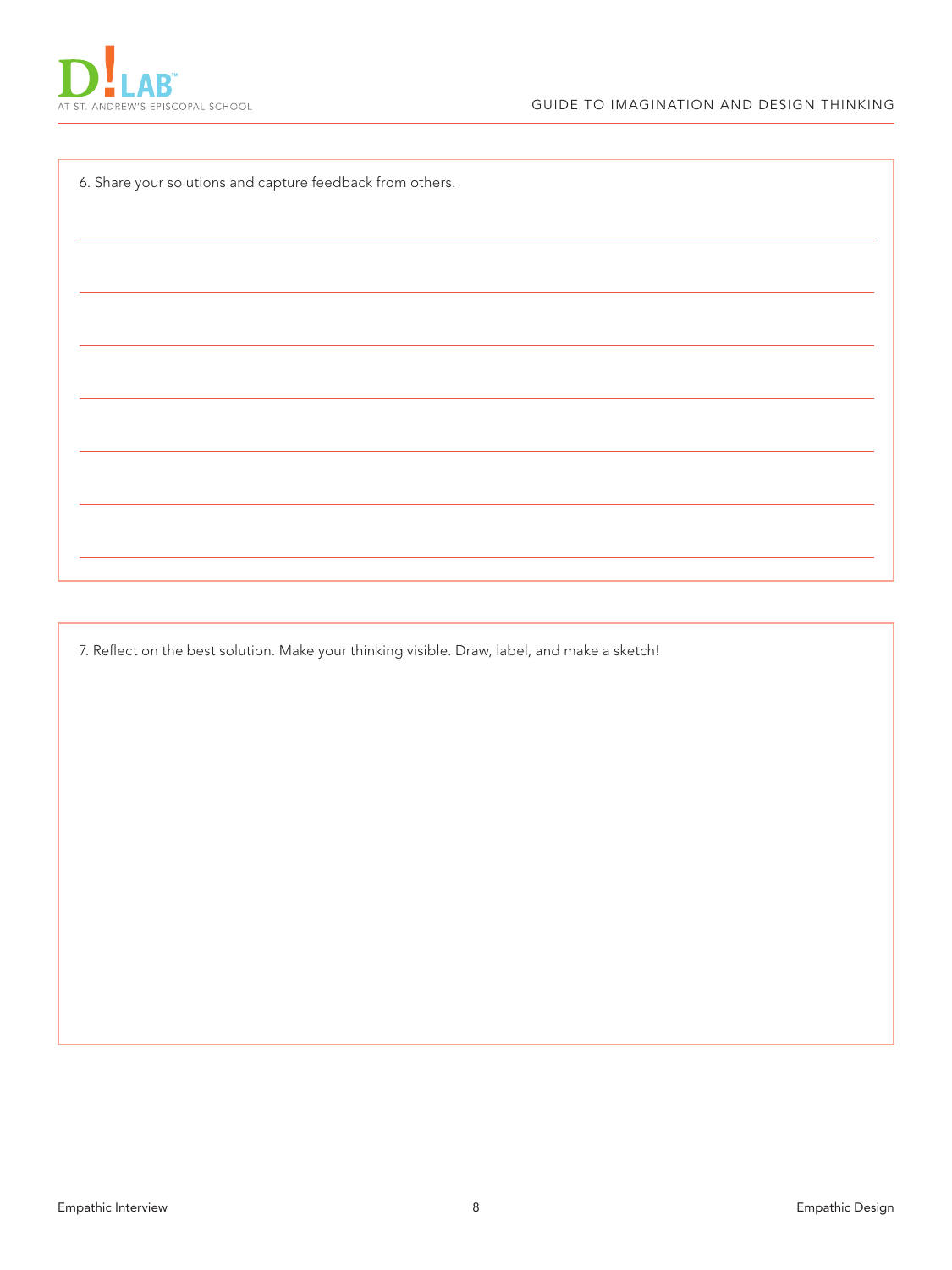6. Share your solutions and capture feedback from others.

7. Reflect on the best solution. Make your thinking visible. Draw, label, and make a sketch!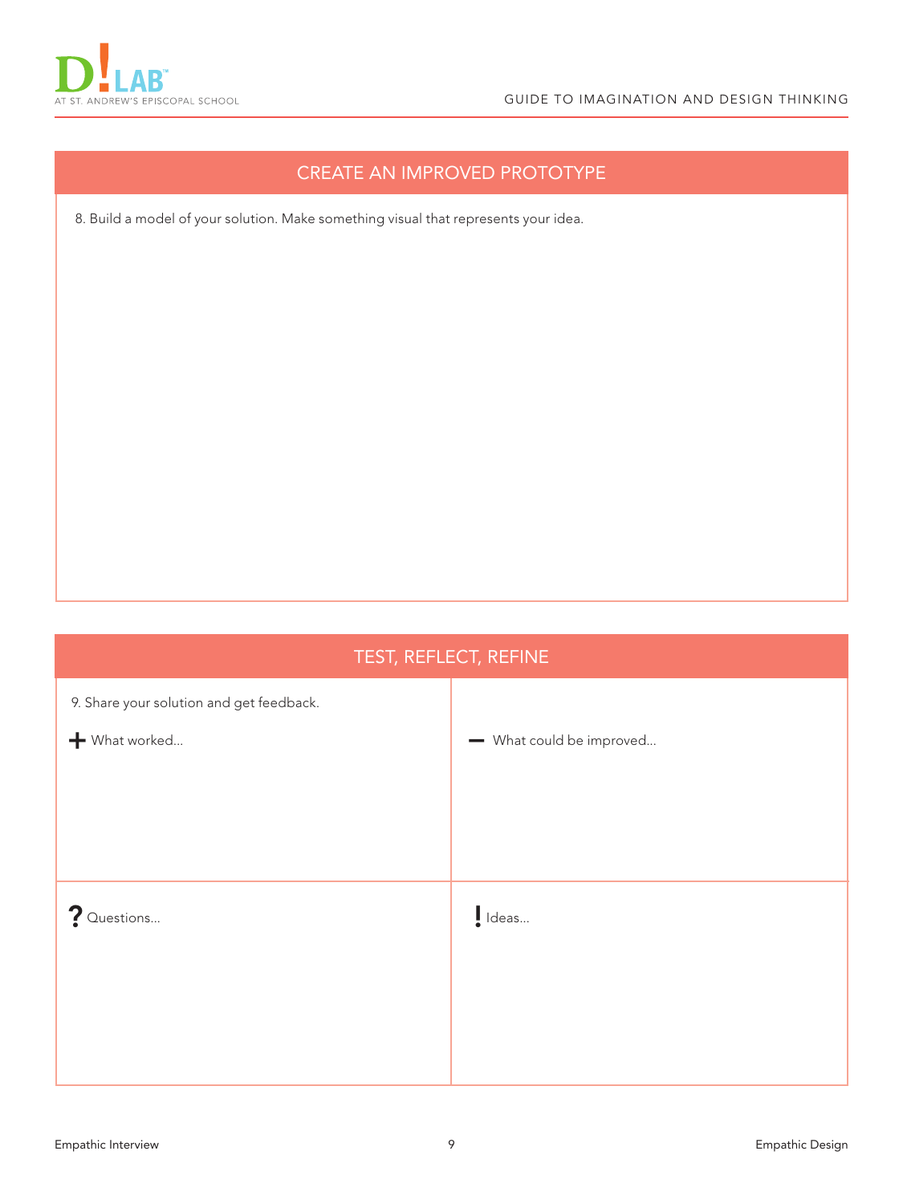## CREATE AN IMPROVED PROTOTYPE

8. Build a model of your solution. Make something visual that represents your idea.

## TEST, REFLECT, REFINE

9. Share your solution and get feedback.

| | |
|---|---|
| + What worked... | – What could be improved... |
| ? Questions... | ! Ideas... |